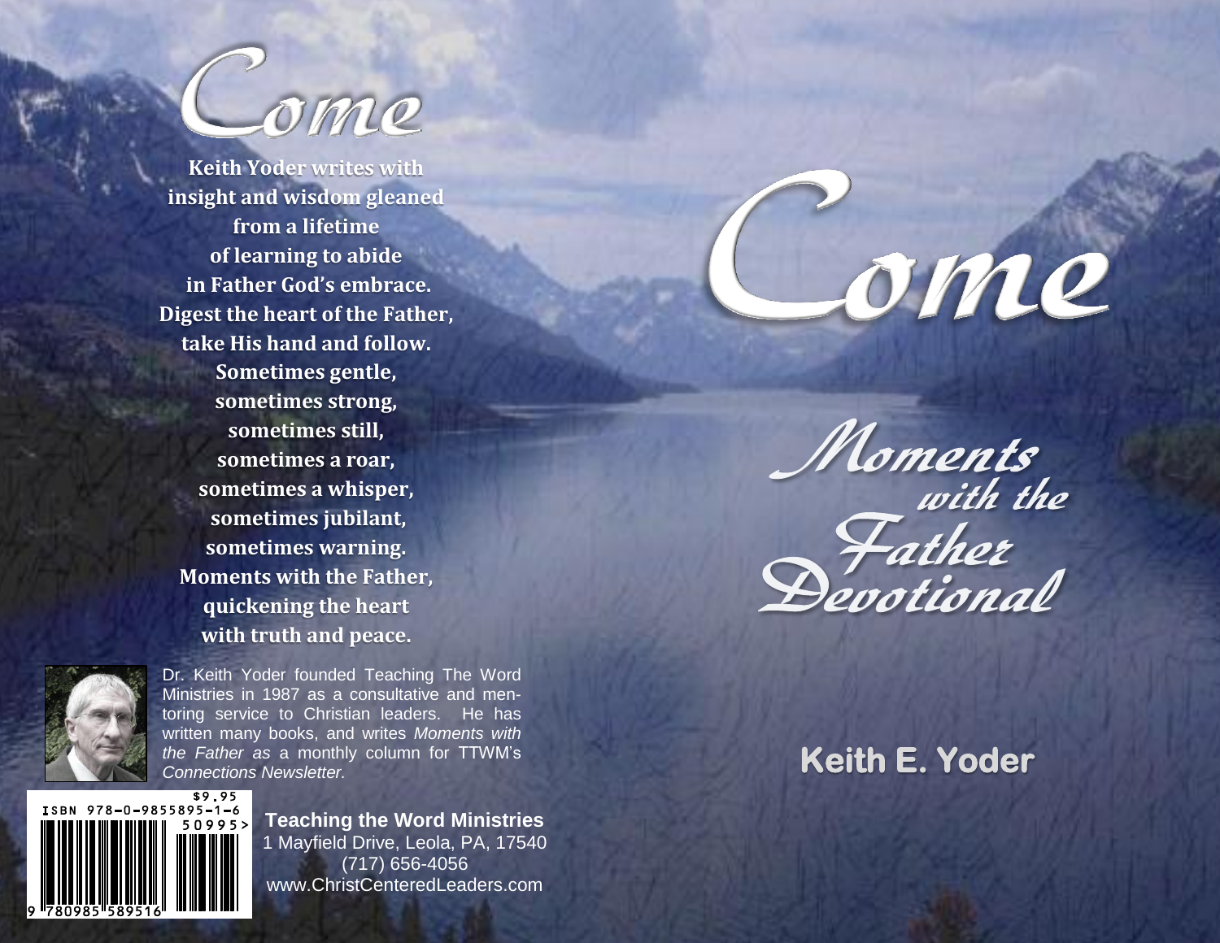# Come

**Keith Yoder writes with**
**insight and wisdom gleaned**
**from a lifetime**
**of learning to abide**
**in Father God's embrace.**
**Digest the heart of the Father,**
**take His hand and follow.**
**Sometimes gentle,**
**sometimes strong,**
**sometimes still,**
**sometimes a roar,**
**sometimes a whisper,**
**sometimes jubilant,**
**sometimes warning.**
**Moments with the Father,**
**quickening the heart**
**with truth and peace.**

Dr. Keith Yoder founded Teaching The Word Ministries in 1987 as a consultative and mentoring service to Christian leaders. He has written many books, and writes *Moments with the Father as* a monthly column for TTWM's *Connections Newsletter.*

$9.95
ISBN 978-0-9855895-1-6
50995>
9 780985 589516

**Teaching the Word Ministries**
1 Mayfield Drive, Leola, PA, 17540
(717) 656-4056
www.ChristCenteredLeaders.com

# Come

## Moments with the Father Devotional

**Keith E. Yoder**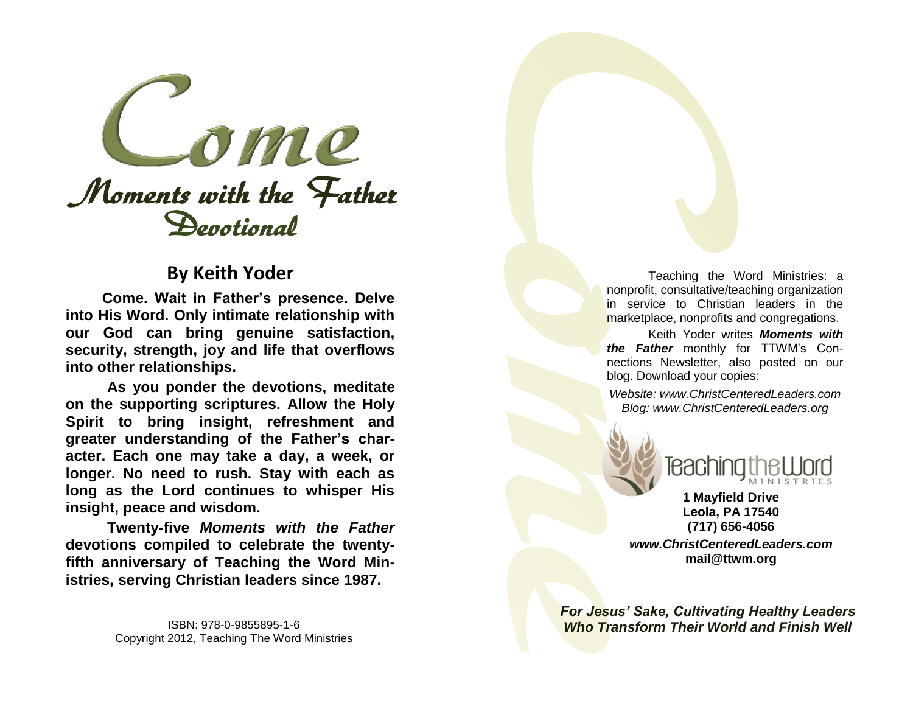# Come

## Moments with the Father Devotional

### By Keith Yoder

**Come. Wait in Father's presence. Delve into His Word. Only intimate relationship with our God can bring genuine satisfaction, security, strength, joy and life that overflows into other relationships.**

**As you ponder the devotions, meditate on the supporting scriptures. Allow the Holy Spirit to bring insight, refreshment and greater understanding of the Father's character. Each one may take a day, a week, or longer. No need to rush. Stay with each as long as the Lord continues to whisper His insight, peace and wisdom.**

**Twenty-five *Moments with the Father* devotions compiled to celebrate the twenty-fifth anniversary of Teaching the Word Ministries, serving Christian leaders since 1987.**

ISBN: 978-0-9855895-1-6
Copyright 2012, Teaching The Word Ministries

Teaching the Word Ministries: a nonprofit, consultative/teaching organization in service to Christian leaders in the marketplace, nonprofits and congregations.

Keith Yoder writes ***Moments with the Father*** monthly for TTWM's Connections Newsletter, also posted on our blog. Download your copies:

*Website: www.ChristCenteredLeaders.com*
*Blog: www.ChristCenteredLeaders.org*

Teaching the Word MINISTRIES

**1 Mayfield Drive**
**Leola, PA 17540**
**(717) 656-4056**

***www.ChristCenteredLeaders.com***
**mail@ttwm.org**

***For Jesus' Sake, Cultivating Healthy Leaders Who Transform Their World and Finish Well***